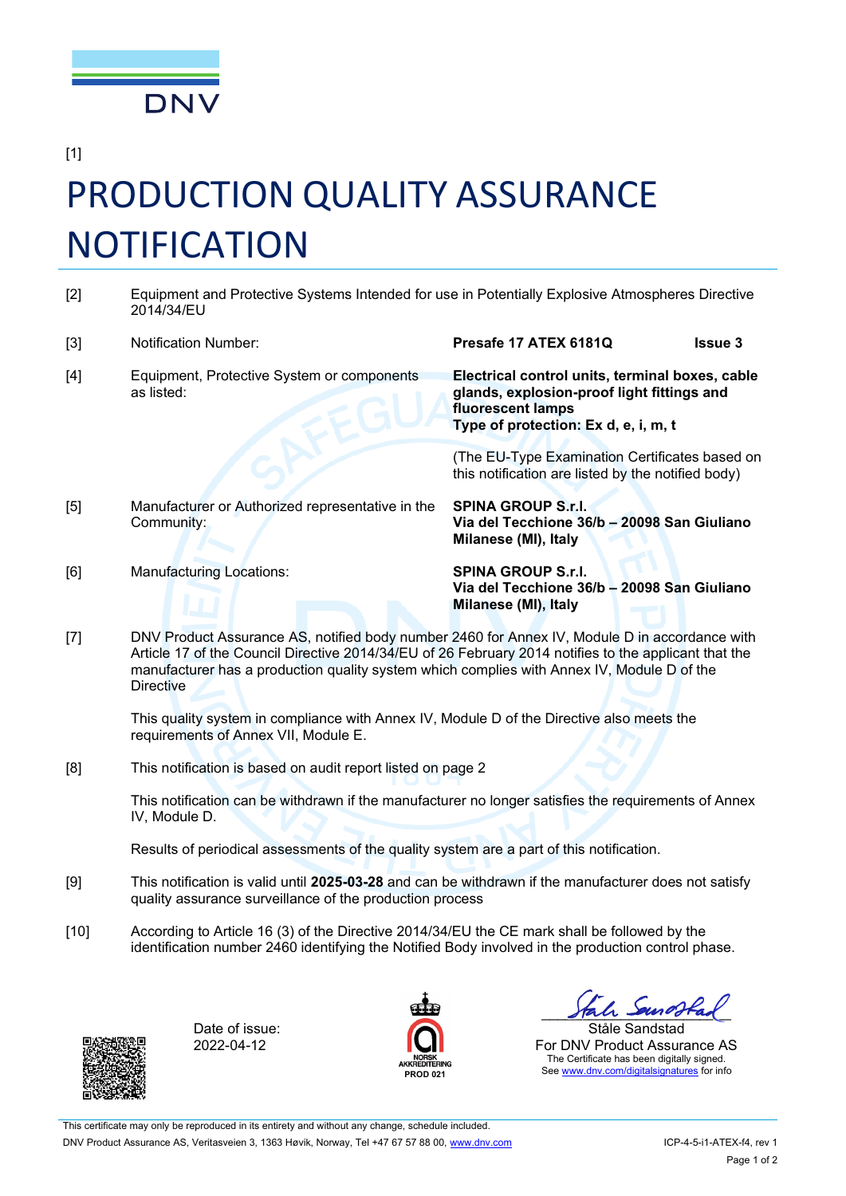DNV

[1]

# PRODUCTION QUALITY ASSURANCE NOTIFICATION

| | | |
|---|---|---|
| [2] | Equipment and Protective Systems Intended for use in Potentially Explosive Atmospheres Directive 2014/34/EU | |
| [3] | Notification Number: | **Presafe 17 ATEX 6181Q** **Issue 3** |
| [4] | Equipment, Protective System or components as listed: | **Electrical control units, terminal boxes, cable glands, explosion-proof light fittings and fluorescent lamps**<br>**Type of protection: Ex d, e, i, m, t**<br><br>(The EU-Type Examination Certificates based on this notification are listed by the notified body) |
| [5] | Manufacturer or Authorized representative in the Community: | **SPINA GROUP S.r.l.**<br>**Via del Tecchione 36/b – 20098 San Giuliano Milanese (MI), Italy** |
| [6] | Manufacturing Locations: | **SPINA GROUP S.r.l.**<br>**Via del Tecchione 36/b – 20098 San Giuliano Milanese (MI), Italy** |

[7] DNV Product Assurance AS, notified body number 2460 for Annex IV, Module D in accordance with Article 17 of the Council Directive 2014/34/EU of 26 February 2014 notifies to the applicant that the manufacturer has a production quality system which complies with Annex IV, Module D of the Directive

This quality system in compliance with Annex IV, Module D of the Directive also meets the requirements of Annex VII, Module E.

[8] This notification is based on audit report listed on page 2

This notification can be withdrawn if the manufacturer no longer satisfies the requirements of Annex IV, Module D.

Results of periodical assessments of the quality system are a part of this notification.

[9] This notification is valid until **2025-03-28** and can be withdrawn if the manufacturer does not satisfy quality assurance surveillance of the production process

[10] According to Article 16 (3) of the Directive 2014/34/EU the CE mark shall be followed by the identification number 2460 identifying the Notified Body involved in the production control phase.

Date of issue:
2022-04-12

NORSK AKKREDITERING
PROD 021

Ståle Sandstad
For DNV Product Assurance AS
The Certificate has been digitally signed.
See www.dnv.com/digitalsignatures for info

This certificate may only be reproduced in its entirety and without any change, schedule included.
DNV Product Assurance AS, Veritasveien 3, 1363 Høvik, Norway, Tel +47 67 57 88 00, www.dnv.com ICP-4-5-i1-ATEX-f4, rev 1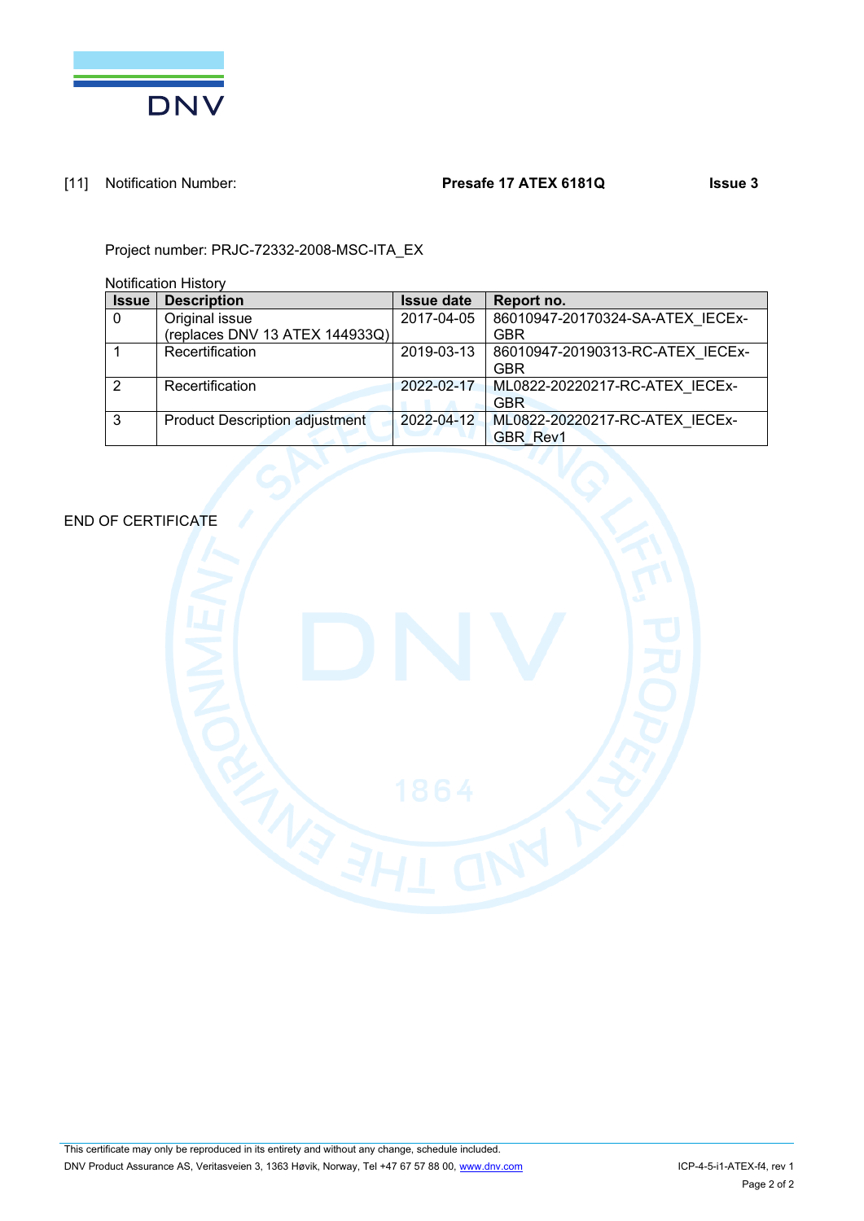[11] Notification Number: **Presafe 17 ATEX 6181Q** **Issue 3**

Project number: PRJC-72332-2008-MSC-ITA_EX

Notification History

| Issue | Description | Issue date | Report no. |
|---|---|---|---|
| 0 | Original issue (replaces DNV 13 ATEX 144933Q) | 2017-04-05 | 86010947-20170324-SA-ATEX_IECEx-GBR |
| 1 | Recertification | 2019-03-13 | 86010947-20190313-RC-ATEX_IECEx-GBR |
| 2 | Recertification | 2022-02-17 | ML0822-20220217-RC-ATEX_IECEx-GBR |
| 3 | Product Description adjustment | 2022-04-12 | ML0822-20220217-RC-ATEX_IECEx-GBR_Rev1 |

END OF CERTIFICATE

This certificate may only be reproduced in its entirety and without any change, schedule included.

DNV Product Assurance AS, Veritasveien 3, 1363 Høvik, Norway, Tel +47 67 57 88 00, www.dnv.com ICP-4-5-i1-ATEX-f4, rev 1